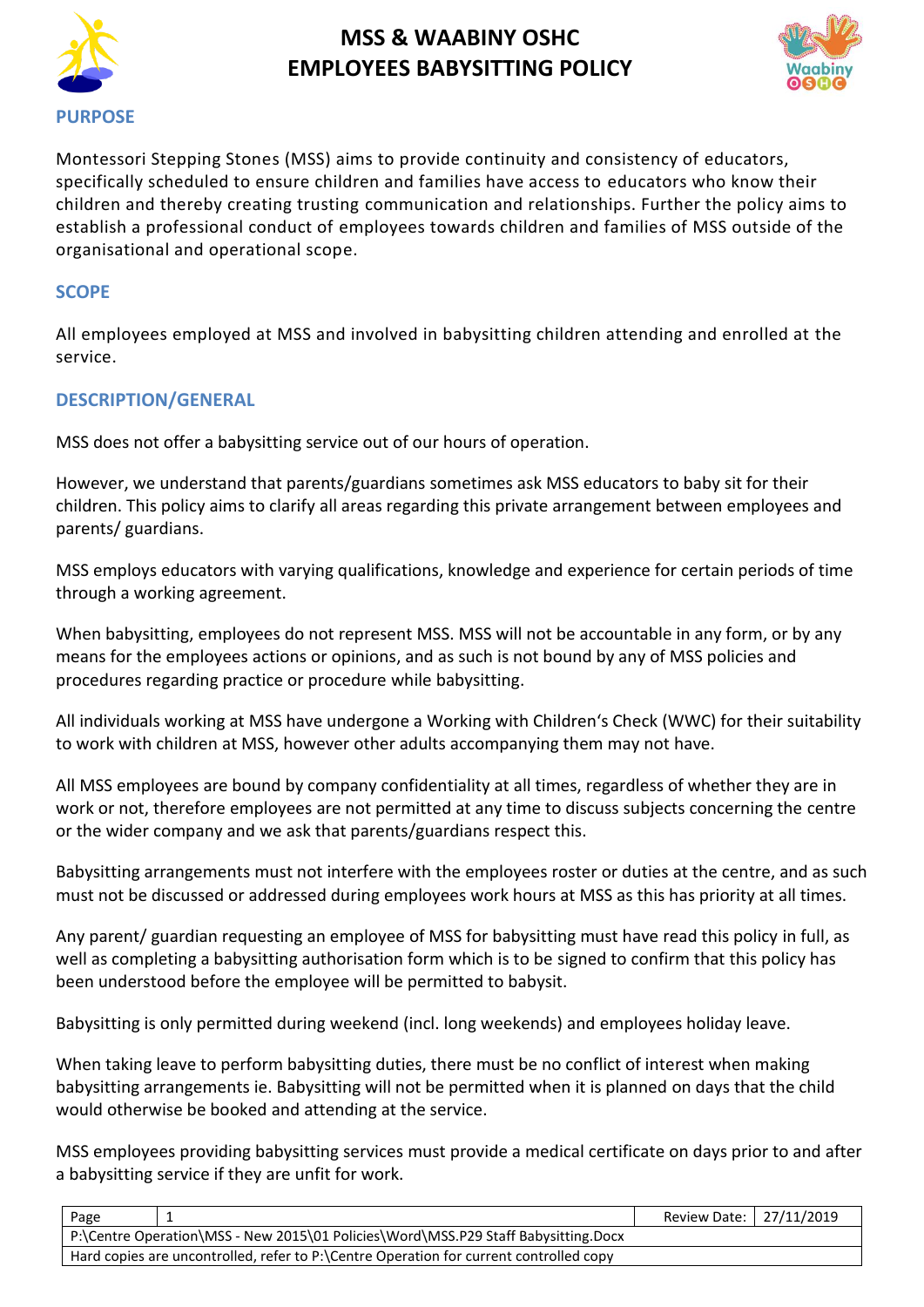# MSS & WAABINY OSHC
# EMPLOYEES BABYSITTING POLICY

## PURPOSE

Montessori Stepping Stones (MSS) aims to provide continuity and consistency of educators, specifically scheduled to ensure children and families have access to educators who know their children and thereby creating trusting communication and relationships. Further the policy aims to establish a professional conduct of employees towards children and families of MSS outside of the organisational and operational scope.

## SCOPE

All employees employed at MSS and involved in babysitting children attending and enrolled at the service.

## DESCRIPTION/GENERAL

MSS does not offer a babysitting service out of our hours of operation.

However, we understand that parents/guardians sometimes ask MSS educators to baby sit for their children. This policy aims to clarify all areas regarding this private arrangement between employees and parents/ guardians.

MSS employs educators with varying qualifications, knowledge and experience for certain periods of time through a working agreement.

When babysitting, employees do not represent MSS. MSS will not be accountable in any form, or by any means for the employees actions or opinions, and as such is not bound by any of MSS policies and procedures regarding practice or procedure while babysitting.

All individuals working at MSS have undergone a Working with Children's Check (WWC) for their suitability to work with children at MSS, however other adults accompanying them may not have.

All MSS employees are bound by company confidentiality at all times, regardless of whether they are in work or not, therefore employees are not permitted at any time to discuss subjects concerning the centre or the wider company and we ask that parents/guardians respect this.

Babysitting arrangements must not interfere with the employees roster or duties at the centre, and as such must not be discussed or addressed during employees work hours at MSS as this has priority at all times.

Any parent/ guardian requesting an employee of MSS for babysitting must have read this policy in full, as well as completing a babysitting authorisation form which is to be signed to confirm that this policy has been understood before the employee will be permitted to babysit.

Babysitting is only permitted during weekend (incl. long weekends) and employees holiday leave.

When taking leave to perform babysitting duties, there must be no conflict of interest when making babysitting arrangements ie. Babysitting will not be permitted when it is planned on days that the child would otherwise be booked and attending at the service.

MSS employees providing babysitting services must provide a medical certificate on days prior to and after a babysitting service if they are unfit for work.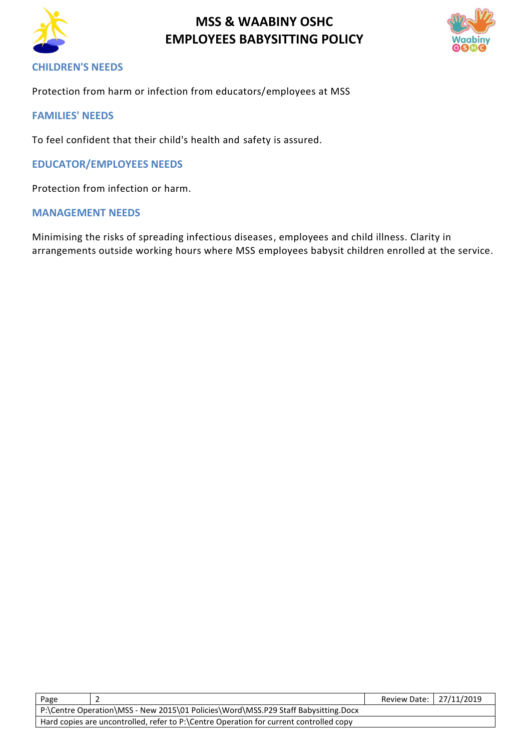## CHILDREN'S NEEDS

Protection from harm or infection from educators/employees at MSS

## FAMILIES' NEEDS

To feel confident that their child's health and safety is assured.

## EDUCATOR/EMPLOYEES NEEDS

Protection from infection or harm.

## MANAGEMENT NEEDS

Minimising the risks of spreading infectious diseases, employees and child illness. Clarity in arrangements outside working hours where MSS employees babysit children enrolled at the service.